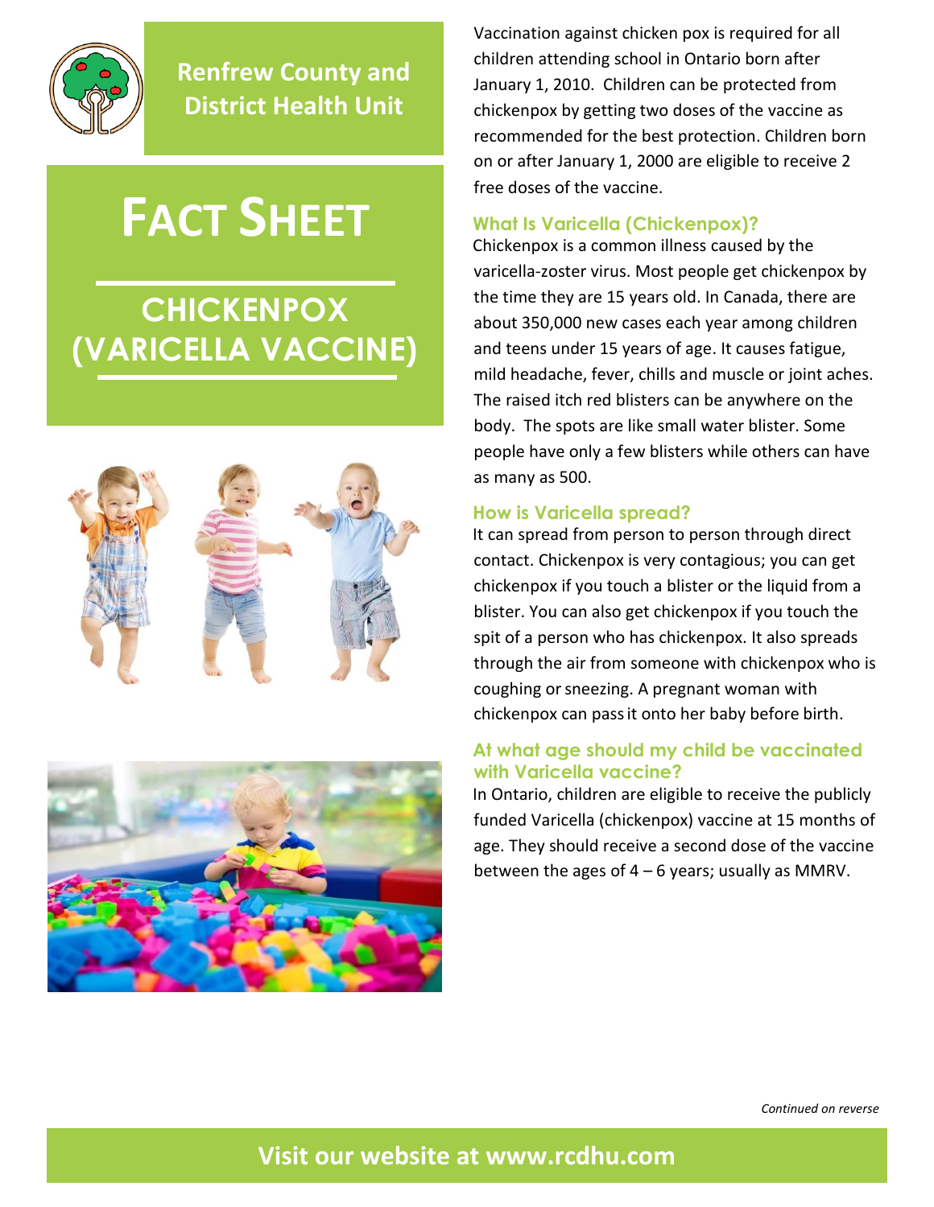**Renfrew County and District Health Unit**

# FACT SHEET

## CHICKENPOX (VARICELLA VACCINE)

Vaccination against chicken pox is required for all children attending school in Ontario born after January 1, 2010. Children can be protected from chickenpox by getting two doses of the vaccine as recommended for the best protection. Children born on or after January 1, 2000 are eligible to receive 2 free doses of the vaccine.

### What Is Varicella (Chickenpox)?

Chickenpox is a common illness caused by the varicella-zoster virus. Most people get chickenpox by the time they are 15 years old. In Canada, there are about 350,000 new cases each year among children and teens under 15 years of age. It causes fatigue, mild headache, fever, chills and muscle or joint aches. The raised itch red blisters can be anywhere on the body. The spots are like small water blister. Some people have only a few blisters while others can have as many as 500.

### How is Varicella spread?

It can spread from person to person through direct contact. Chickenpox is very contagious; you can get chickenpox if you touch a blister or the liquid from a blister. You can also get chickenpox if you touch the spit of a person who has chickenpox. It also spreads through the air from someone with chickenpox who is coughing or sneezing. A pregnant woman with chickenpox can pass it onto her baby before birth.

### At what age should my child be vaccinated with Varicella vaccine?

In Ontario, children are eligible to receive the publicly funded Varicella (chickenpox) vaccine at 15 months of age. They should receive a second dose of the vaccine between the ages of 4 – 6 years; usually as MMRV.

*Continued on reverse*

**Visit our website at www.rcdhu.com**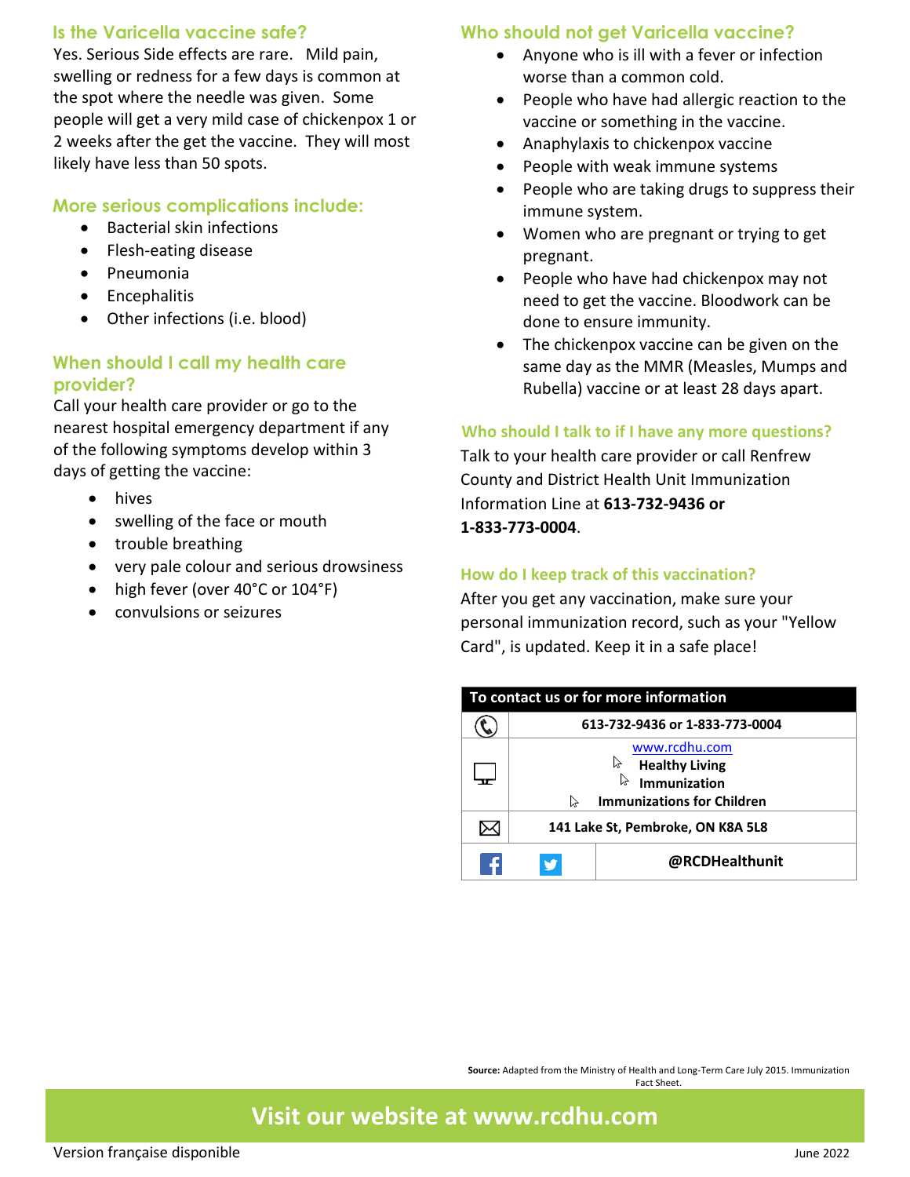## Is the Varicella vaccine safe?

Yes. Serious Side effects are rare. Mild pain, swelling or redness for a few days is common at the spot where the needle was given. Some people will get a very mild case of chickenpox 1 or 2 weeks after the get the vaccine. They will most likely have less than 50 spots.

## More serious complications include:

- Bacterial skin infections
- Flesh-eating disease
- Pneumonia
- Encephalitis
- Other infections (i.e. blood)

## When should I call my health care provider?

Call your health care provider or go to the nearest hospital emergency department if any of the following symptoms develop within 3 days of getting the vaccine:

- hives
- swelling of the face or mouth
- trouble breathing
- very pale colour and serious drowsiness
- high fever (over 40°C or 104°F)
- convulsions or seizures

## Who should not get Varicella vaccine?

- Anyone who is ill with a fever or infection worse than a common cold.
- People who have had allergic reaction to the vaccine or something in the vaccine.
- Anaphylaxis to chickenpox vaccine
- People with weak immune systems
- People who are taking drugs to suppress their immune system.
- Women who are pregnant or trying to get pregnant.
- People who have had chickenpox may not need to get the vaccine. Bloodwork can be done to ensure immunity.
- The chickenpox vaccine can be given on the same day as the MMR (Measles, Mumps and Rubella) vaccine or at least 28 days apart.

## Who should I talk to if I have any more questions?

Talk to your health care provider or call Renfrew County and District Health Unit Immunization Information Line at **613-732-9436 or 1-833-773-0004**.

## How do I keep track of this vaccination?

After you get any vaccination, make sure your personal immunization record, such as your "Yellow Card", is updated. Keep it in a safe place!

| To contact us or for more information | |
|---|---|
| Phone | **613-732-9436 or 1-833-773-0004** |
| Web | www.rcdhu.com<br>**Healthy Living**<br>**Immunization**<br>**Immunizations for Children** |
| Mail | **141 Lake St, Pembroke, ON K8A 5L8** |
| Facebook / Twitter | **@RCDHealthunit** |

**Source:** Adapted from the Ministry of Health and Long-Term Care July 2015. Immunization Fact Sheet.

**Visit our website at www.rcdhu.com**

Version française disponible

June 2022